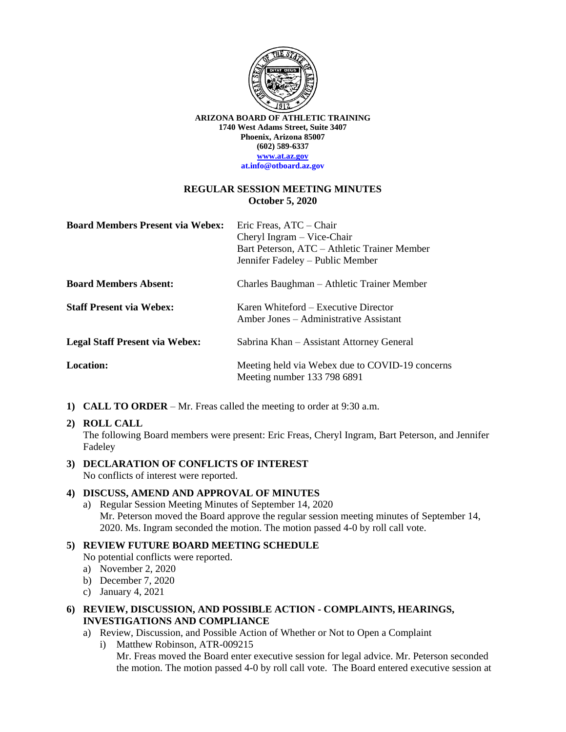**ARIZONA BOARD OF ATHLETIC TRAINING**
**1740 West Adams Street, Suite 3407**
**Phoenix, Arizona 85007**
**(602) 589-6337**
**www.at.az.gov**
**at.info@otboard.az.gov**

## REGULAR SESSION MEETING MINUTES
## October 5, 2020

| | |
|---|---|
| **Board Members Present via Webex:** | Eric Freas, ATC – Chair<br>Cheryl Ingram – Vice-Chair<br>Bart Peterson, ATC – Athletic Trainer Member<br>Jennifer Fadeley – Public Member |
| **Board Members Absent:** | Charles Baughman – Athletic Trainer Member |
| **Staff Present via Webex:** | Karen Whiteford – Executive Director<br>Amber Jones – Administrative Assistant |
| **Legal Staff Present via Webex:** | Sabrina Khan – Assistant Attorney General |
| **Location:** | Meeting held via Webex due to COVID-19 concerns<br>Meeting number 133 798 6891 |

1) **CALL TO ORDER** – Mr. Freas called the meeting to order at 9:30 a.m.

2) **ROLL CALL**
The following Board members were present: Eric Freas, Cheryl Ingram, Bart Peterson, and Jennifer Fadeley

3) **DECLARATION OF CONFLICTS OF INTEREST**
No conflicts of interest were reported.

4) **DISCUSS, AMEND AND APPROVAL OF MINUTES**
   a) Regular Session Meeting Minutes of September 14, 2020
   Mr. Peterson moved the Board approve the regular session meeting minutes of September 14, 2020. Ms. Ingram seconded the motion. The motion passed 4-0 by roll call vote.

5) **REVIEW FUTURE BOARD MEETING SCHEDULE**
No potential conflicts were reported.
   a) November 2, 2020
   b) December 7, 2020
   c) January 4, 2021

6) **REVIEW, DISCUSSION, AND POSSIBLE ACTION - COMPLAINTS, HEARINGS, INVESTIGATIONS AND COMPLIANCE**
   a) Review, Discussion, and Possible Action of Whether or Not to Open a Complaint
      i) Matthew Robinson, ATR-009215
      Mr. Freas moved the Board enter executive session for legal advice. Mr. Peterson seconded the motion. The motion passed 4-0 by roll call vote. The Board entered executive session at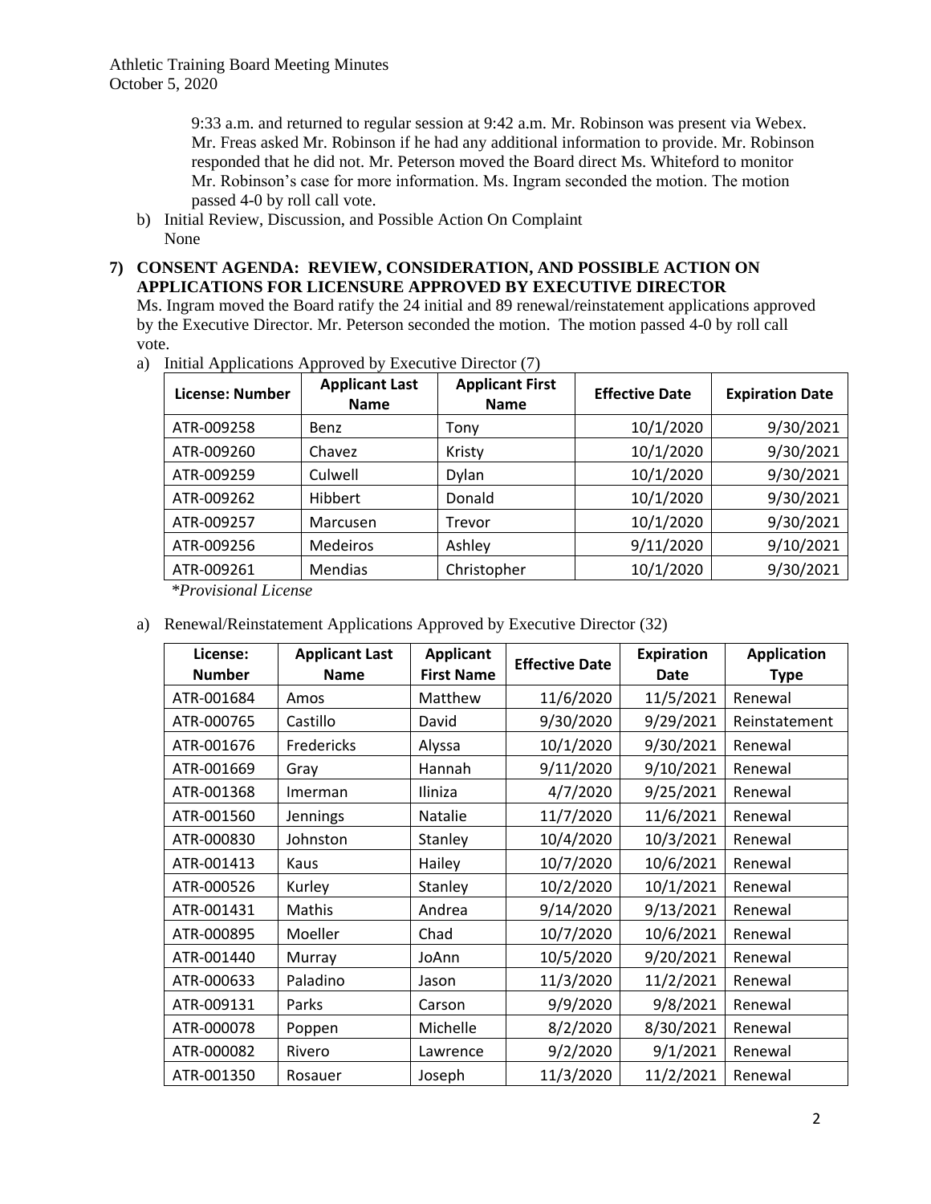9:33 a.m. and returned to regular session at 9:42 a.m. Mr. Robinson was present via Webex. Mr. Freas asked Mr. Robinson if he had any additional information to provide. Mr. Robinson responded that he did not. Mr. Peterson moved the Board direct Ms. Whiteford to monitor Mr. Robinson's case for more information. Ms. Ingram seconded the motion. The motion passed 4-0 by roll call vote.

b) Initial Review, Discussion, and Possible Action On Complaint
   None

**7) CONSENT AGENDA: REVIEW, CONSIDERATION, AND POSSIBLE ACTION ON APPLICATIONS FOR LICENSURE APPROVED BY EXECUTIVE DIRECTOR**

Ms. Ingram moved the Board ratify the 24 initial and 89 renewal/reinstatement applications approved by the Executive Director. Mr. Peterson seconded the motion. The motion passed 4-0 by roll call vote.

a) Initial Applications Approved by Executive Director (7)

| License: Number | Applicant Last Name | Applicant First Name | Effective Date | Expiration Date |
|---|---|---|---|---|
| ATR-009258 | Benz | Tony | 10/1/2020 | 9/30/2021 |
| ATR-009260 | Chavez | Kristy | 10/1/2020 | 9/30/2021 |
| ATR-009259 | Culwell | Dylan | 10/1/2020 | 9/30/2021 |
| ATR-009262 | Hibbert | Donald | 10/1/2020 | 9/30/2021 |
| ATR-009257 | Marcusen | Trevor | 10/1/2020 | 9/30/2021 |
| ATR-009256 | Medeiros | Ashley | 9/11/2020 | 9/10/2021 |
| ATR-009261 | Mendias | Christopher | 10/1/2020 | 9/30/2021 |

*\*Provisional License*

a) Renewal/Reinstatement Applications Approved by Executive Director (32)

| License: Number | Applicant Last Name | Applicant First Name | Effective Date | Expiration Date | Application Type |
|---|---|---|---|---|---|
| ATR-001684 | Amos | Matthew | 11/6/2020 | 11/5/2021 | Renewal |
| ATR-000765 | Castillo | David | 9/30/2020 | 9/29/2021 | Reinstatement |
| ATR-001676 | Fredericks | Alyssa | 10/1/2020 | 9/30/2021 | Renewal |
| ATR-001669 | Gray | Hannah | 9/11/2020 | 9/10/2021 | Renewal |
| ATR-001368 | Imerman | Iliniza | 4/7/2020 | 9/25/2021 | Renewal |
| ATR-001560 | Jennings | Natalie | 11/7/2020 | 11/6/2021 | Renewal |
| ATR-000830 | Johnston | Stanley | 10/4/2020 | 10/3/2021 | Renewal |
| ATR-001413 | Kaus | Hailey | 10/7/2020 | 10/6/2021 | Renewal |
| ATR-000526 | Kurley | Stanley | 10/2/2020 | 10/1/2021 | Renewal |
| ATR-001431 | Mathis | Andrea | 9/14/2020 | 9/13/2021 | Renewal |
| ATR-000895 | Moeller | Chad | 10/7/2020 | 10/6/2021 | Renewal |
| ATR-001440 | Murray | JoAnn | 10/5/2020 | 9/20/2021 | Renewal |
| ATR-000633 | Paladino | Jason | 11/3/2020 | 11/2/2021 | Renewal |
| ATR-009131 | Parks | Carson | 9/9/2020 | 9/8/2021 | Renewal |
| ATR-000078 | Poppen | Michelle | 8/2/2020 | 8/30/2021 | Renewal |
| ATR-000082 | Rivero | Lawrence | 9/2/2020 | 9/1/2021 | Renewal |
| ATR-001350 | Rosauer | Joseph | 11/3/2020 | 11/2/2021 | Renewal |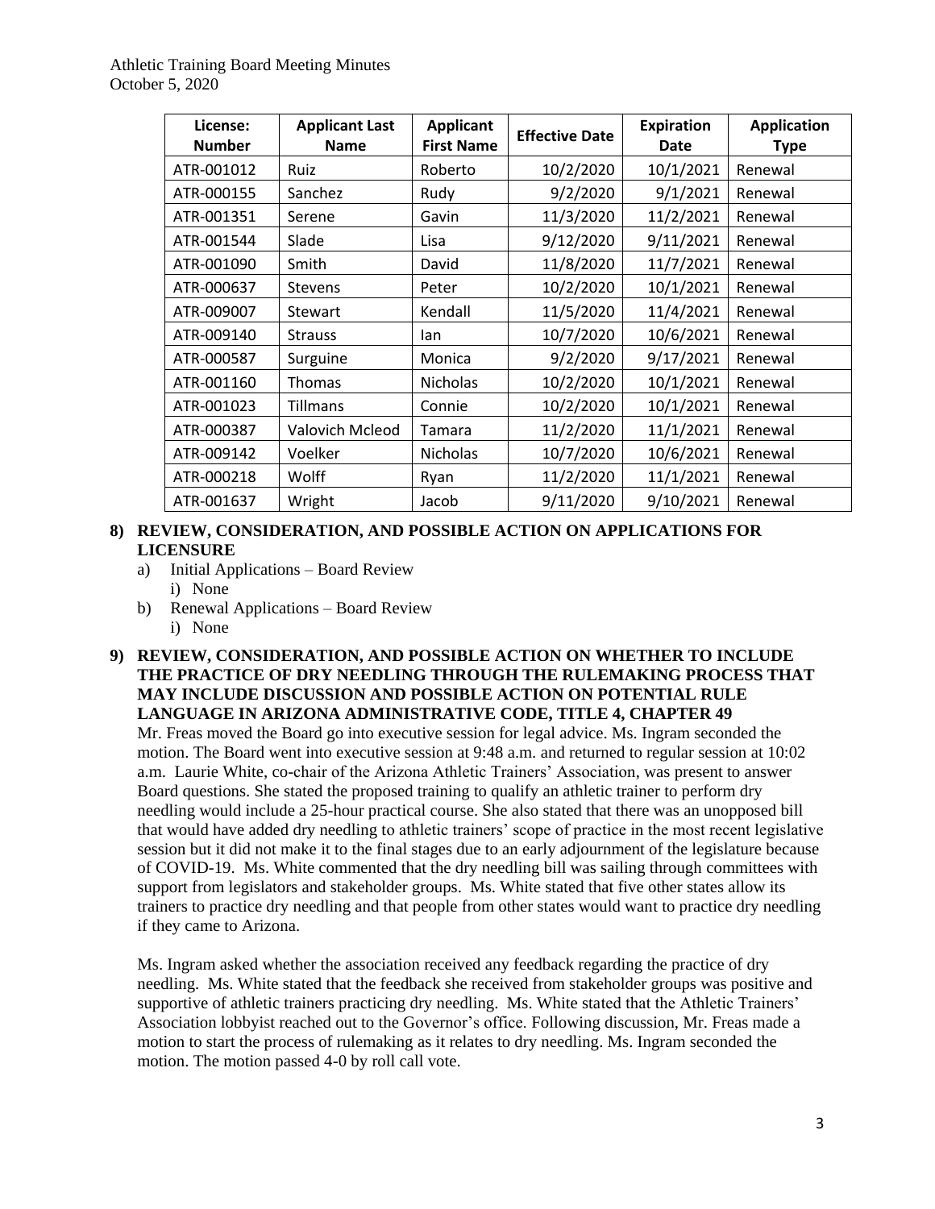| License: Number | Applicant Last Name | Applicant First Name | Effective Date | Expiration Date | Application Type |
|---|---|---|---|---|---|
| ATR-001012 | Ruiz | Roberto | 10/2/2020 | 10/1/2021 | Renewal |
| ATR-000155 | Sanchez | Rudy | 9/2/2020 | 9/1/2021 | Renewal |
| ATR-001351 | Serene | Gavin | 11/3/2020 | 11/2/2021 | Renewal |
| ATR-001544 | Slade | Lisa | 9/12/2020 | 9/11/2021 | Renewal |
| ATR-001090 | Smith | David | 11/8/2020 | 11/7/2021 | Renewal |
| ATR-000637 | Stevens | Peter | 10/2/2020 | 10/1/2021 | Renewal |
| ATR-009007 | Stewart | Kendall | 11/5/2020 | 11/4/2021 | Renewal |
| ATR-009140 | Strauss | Ian | 10/7/2020 | 10/6/2021 | Renewal |
| ATR-000587 | Surguine | Monica | 9/2/2020 | 9/17/2021 | Renewal |
| ATR-001160 | Thomas | Nicholas | 10/2/2020 | 10/1/2021 | Renewal |
| ATR-001023 | Tillmans | Connie | 10/2/2020 | 10/1/2021 | Renewal |
| ATR-000387 | Valovich Mcleod | Tamara | 11/2/2020 | 11/1/2021 | Renewal |
| ATR-009142 | Voelker | Nicholas | 10/7/2020 | 10/6/2021 | Renewal |
| ATR-000218 | Wolff | Ryan | 11/2/2020 | 11/1/2021 | Renewal |
| ATR-001637 | Wright | Jacob | 9/11/2020 | 9/10/2021 | Renewal |

**8) REVIEW, CONSIDERATION, AND POSSIBLE ACTION ON APPLICATIONS FOR LICENSURE**

a) Initial Applications – Board Review
   i) None
b) Renewal Applications – Board Review
   i) None

**9) REVIEW, CONSIDERATION, AND POSSIBLE ACTION ON WHETHER TO INCLUDE THE PRACTICE OF DRY NEEDLING THROUGH THE RULEMAKING PROCESS THAT MAY INCLUDE DISCUSSION AND POSSIBLE ACTION ON POTENTIAL RULE LANGUAGE IN ARIZONA ADMINISTRATIVE CODE, TITLE 4, CHAPTER 49**

Mr. Freas moved the Board go into executive session for legal advice. Ms. Ingram seconded the motion. The Board went into executive session at 9:48 a.m. and returned to regular session at 10:02 a.m. Laurie White, co-chair of the Arizona Athletic Trainers' Association, was present to answer Board questions. She stated the proposed training to qualify an athletic trainer to perform dry needling would include a 25-hour practical course. She also stated that there was an unopposed bill that would have added dry needling to athletic trainers' scope of practice in the most recent legislative session but it did not make it to the final stages due to an early adjournment of the legislature because of COVID-19. Ms. White commented that the dry needling bill was sailing through committees with support from legislators and stakeholder groups. Ms. White stated that five other states allow its trainers to practice dry needling and that people from other states would want to practice dry needling if they came to Arizona.

Ms. Ingram asked whether the association received any feedback regarding the practice of dry needling. Ms. White stated that the feedback she received from stakeholder groups was positive and supportive of athletic trainers practicing dry needling. Ms. White stated that the Athletic Trainers' Association lobbyist reached out to the Governor's office. Following discussion, Mr. Freas made a motion to start the process of rulemaking as it relates to dry needling. Ms. Ingram seconded the motion. The motion passed 4-0 by roll call vote.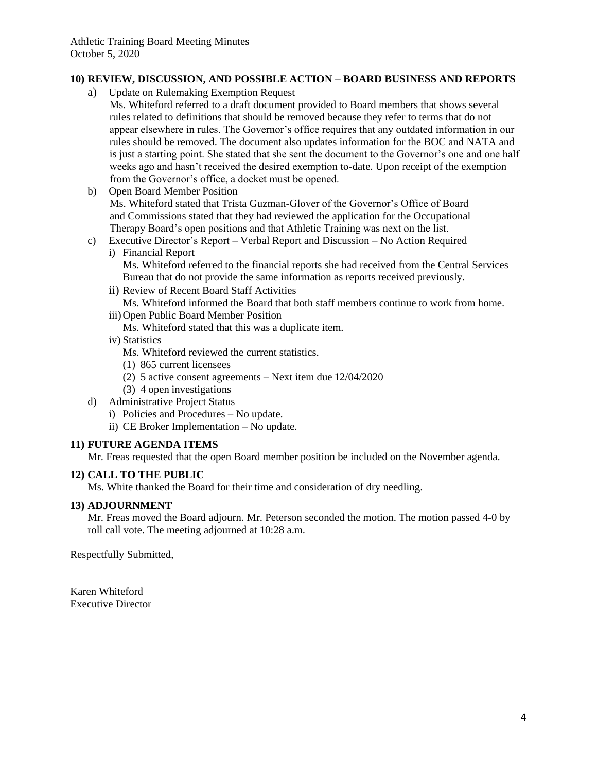## 10) REVIEW, DISCUSSION, AND POSSIBLE ACTION – BOARD BUSINESS AND REPORTS

a) Update on Rulemaking Exemption Request

Ms. Whiteford referred to a draft document provided to Board members that shows several rules related to definitions that should be removed because they refer to terms that do not appear elsewhere in rules. The Governor's office requires that any outdated information in our rules should be removed. The document also updates information for the BOC and NATA and is just a starting point. She stated that she sent the document to the Governor's one and one half weeks ago and hasn't received the desired exemption to-date. Upon receipt of the exemption from the Governor's office, a docket must be opened.

b) Open Board Member Position

Ms. Whiteford stated that Trista Guzman-Glover of the Governor's Office of Board and Commissions stated that they had reviewed the application for the Occupational Therapy Board's open positions and that Athletic Training was next on the list.

c) Executive Director's Report – Verbal Report and Discussion – No Action Required

i) Financial Report

Ms. Whiteford referred to the financial reports she had received from the Central Services Bureau that do not provide the same information as reports received previously.

ii) Review of Recent Board Staff Activities

Ms. Whiteford informed the Board that both staff members continue to work from home.

iii) Open Public Board Member Position

Ms. Whiteford stated that this was a duplicate item.

iv) Statistics

Ms. Whiteford reviewed the current statistics.

(1) 865 current licensees

(2) 5 active consent agreements – Next item due 12/04/2020

(3) 4 open investigations

d) Administrative Project Status

i) Policies and Procedures – No update.

ii) CE Broker Implementation – No update.

## 11) FUTURE AGENDA ITEMS

Mr. Freas requested that the open Board member position be included on the November agenda.

## 12) CALL TO THE PUBLIC

Ms. White thanked the Board for their time and consideration of dry needling.

## 13) ADJOURNMENT

Mr. Freas moved the Board adjourn. Mr. Peterson seconded the motion. The motion passed 4-0 by roll call vote. The meeting adjourned at 10:28 a.m.

Respectfully Submitted,

Karen Whiteford
Executive Director